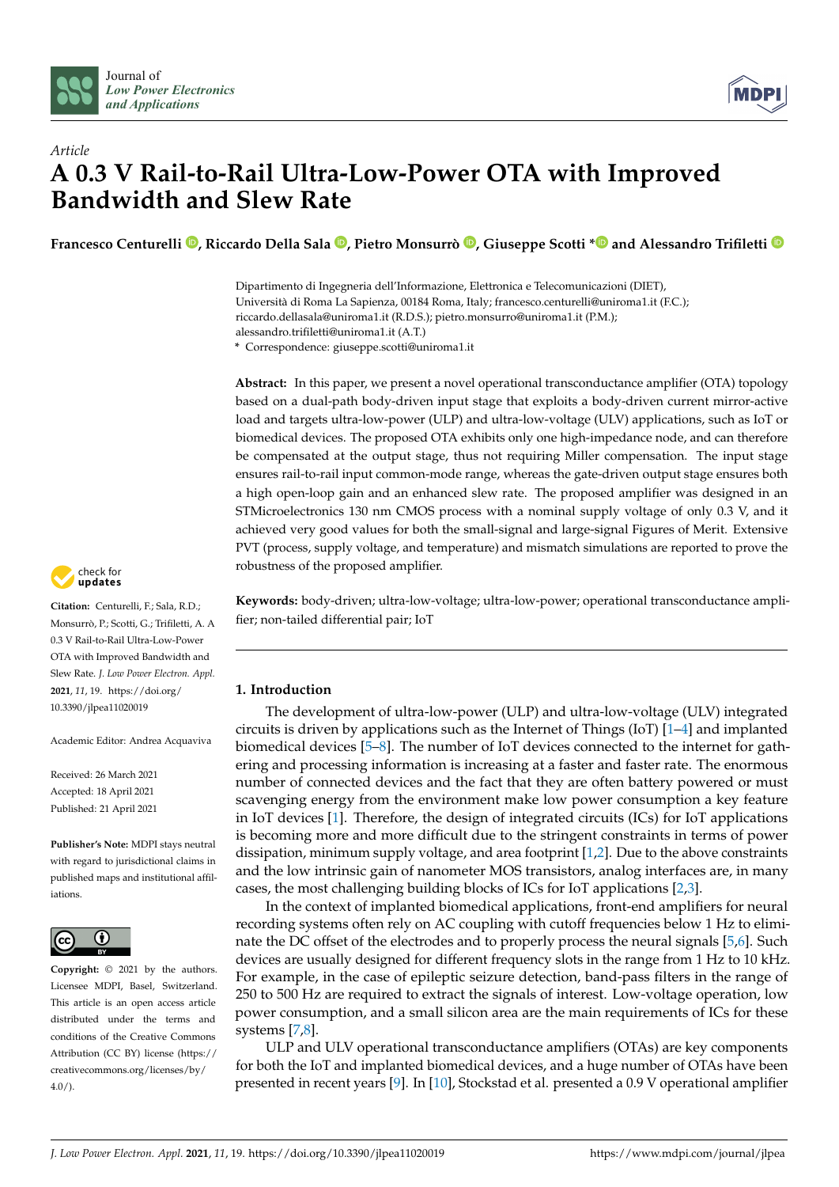Journal of
*Low Power Electronics and Applications*

*Article*

# A 0.3 V Rail-to-Rail Ultra-Low-Power OTA with Improved Bandwidth and Slew Rate

**Francesco Centurelli, Riccardo Della Sala, Pietro Monsurrò, Giuseppe Scotti * and Alessandro Trifiletti**

Dipartimento di Ingegneria dell'Informazione, Elettronica e Telecomunicazioni (DIET), Università di Roma La Sapienza, 00184 Roma, Italy; francesco.centurelli@uniroma1.it (F.C.); riccardo.dellasala@uniroma1.it (R.D.S.); pietro.monsurro@uniroma1.it (P.M.); alessandro.trifiletti@uniroma1.it (A.T.)
* Correspondence: giuseppe.scotti@uniroma1.it

**Abstract:** In this paper, we present a novel operational transconductance amplifier (OTA) topology based on a dual-path body-driven input stage that exploits a body-driven current mirror-active load and targets ultra-low-power (ULP) and ultra-low-voltage (ULV) applications, such as IoT or biomedical devices. The proposed OTA exhibits only one high-impedance node, and can therefore be compensated at the output stage, thus not requiring Miller compensation. The input stage ensures rail-to-rail input common-mode range, whereas the gate-driven output stage ensures both a high open-loop gain and an enhanced slew rate. The proposed amplifier was designed in an STMicroelectronics 130 nm CMOS process with a nominal supply voltage of only 0.3 V, and it achieved very good values for both the small-signal and large-signal Figures of Merit. Extensive PVT (process, supply voltage, and temperature) and mismatch simulations are reported to prove the robustness of the proposed amplifier.

**Keywords:** body-driven; ultra-low-voltage; ultra-low-power; operational transconductance amplifier; non-tailed differential pair; IoT

**Citation:** Centurelli, F.; Sala, R.D.; Monsurrò, P.; Scotti, G.; Trifiletti, A. A 0.3 V Rail-to-Rail Ultra-Low-Power OTA with Improved Bandwidth and Slew Rate. *J. Low Power Electron. Appl.* **2021**, *11*, 19. https://doi.org/10.3390/jlpea11020019

Academic Editor: Andrea Acquaviva

Received: 26 March 2021
Accepted: 18 April 2021
Published: 21 April 2021

**Publisher's Note:** MDPI stays neutral with regard to jurisdictional claims in published maps and institutional affiliations.

**Copyright:** © 2021 by the authors. Licensee MDPI, Basel, Switzerland. This article is an open access article distributed under the terms and conditions of the Creative Commons Attribution (CC BY) license (https://creativecommons.org/licenses/by/4.0/).

## 1. Introduction

The development of ultra-low-power (ULP) and ultra-low-voltage (ULV) integrated circuits is driven by applications such as the Internet of Things (IoT) [1–4] and implanted biomedical devices [5–8]. The number of IoT devices connected to the internet for gathering and processing information is increasing at a faster and faster rate. The enormous number of connected devices and the fact that they are often battery powered or must scavenging energy from the environment make low power consumption a key feature in IoT devices [1]. Therefore, the design of integrated circuits (ICs) for IoT applications is becoming more and more difficult due to the stringent constraints in terms of power dissipation, minimum supply voltage, and area footprint [1,2]. Due to the above constraints and the low intrinsic gain of nanometer MOS transistors, analog interfaces are, in many cases, the most challenging building blocks of ICs for IoT applications [2,3].

In the context of implanted biomedical applications, front-end amplifiers for neural recording systems often rely on AC coupling with cutoff frequencies below 1 Hz to eliminate the DC offset of the electrodes and to properly process the neural signals [5,6]. Such devices are usually designed for different frequency slots in the range from 1 Hz to 10 kHz. For example, in the case of epileptic seizure detection, band-pass filters in the range of 250 to 500 Hz are required to extract the signals of interest. Low-voltage operation, low power consumption, and a small silicon area are the main requirements of ICs for these systems [7,8].

ULP and ULV operational transconductance amplifiers (OTAs) are key components for both the IoT and implanted biomedical devices, and a huge number of OTAs have been presented in recent years [9]. In [10], Stockstad et al. presented a 0.9 V operational amplifier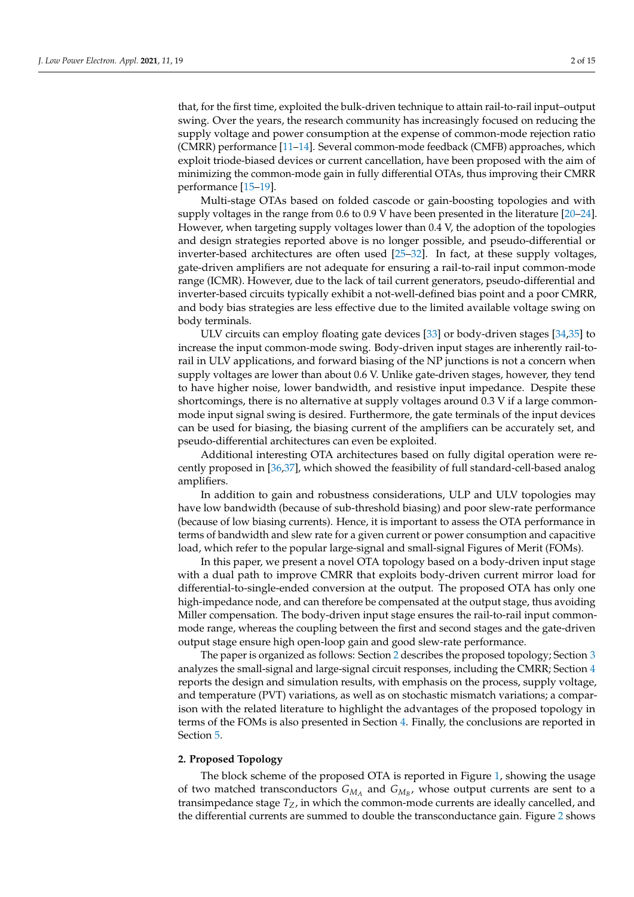that, for the first time, exploited the bulk-driven technique to attain rail-to-rail input–output swing. Over the years, the research community has increasingly focused on reducing the supply voltage and power consumption at the expense of common-mode rejection ratio (CMRR) performance [11–14]. Several common-mode feedback (CMFB) approaches, which exploit triode-biased devices or current cancellation, have been proposed with the aim of minimizing the common-mode gain in fully differential OTAs, thus improving their CMRR performance [15–19].

Multi-stage OTAs based on folded cascode or gain-boosting topologies and with supply voltages in the range from 0.6 to 0.9 V have been presented in the literature [20–24]. However, when targeting supply voltages lower than 0.4 V, the adoption of the topologies and design strategies reported above is no longer possible, and pseudo-differential or inverter-based architectures are often used [25–32]. In fact, at these supply voltages, gate-driven amplifiers are not adequate for ensuring a rail-to-rail input common-mode range (ICMR). However, due to the lack of tail current generators, pseudo-differential and inverter-based circuits typically exhibit a not-well-defined bias point and a poor CMRR, and body bias strategies are less effective due to the limited available voltage swing on body terminals.

ULV circuits can employ floating gate devices [33] or body-driven stages [34,35] to increase the input common-mode swing. Body-driven input stages are inherently rail-to-rail in ULV applications, and forward biasing of the NP junctions is not a concern when supply voltages are lower than about 0.6 V. Unlike gate-driven stages, however, they tend to have higher noise, lower bandwidth, and resistive input impedance. Despite these shortcomings, there is no alternative at supply voltages around 0.3 V if a large common-mode input signal swing is desired. Furthermore, the gate terminals of the input devices can be used for biasing, the biasing current of the amplifiers can be accurately set, and pseudo-differential architectures can even be exploited.

Additional interesting OTA architectures based on fully digital operation were recently proposed in [36,37], which showed the feasibility of full standard-cell-based analog amplifiers.

In addition to gain and robustness considerations, ULP and ULV topologies may have low bandwidth (because of sub-threshold biasing) and poor slew-rate performance (because of low biasing currents). Hence, it is important to assess the OTA performance in terms of bandwidth and slew rate for a given current or power consumption and capacitive load, which refer to the popular large-signal and small-signal Figures of Merit (FOMs).

In this paper, we present a novel OTA topology based on a body-driven input stage with a dual path to improve CMRR that exploits body-driven current mirror load for differential-to-single-ended conversion at the output. The proposed OTA has only one high-impedance node, and can therefore be compensated at the output stage, thus avoiding Miller compensation. The body-driven input stage ensures the rail-to-rail input common-mode range, whereas the coupling between the first and second stages and the gate-driven output stage ensure high open-loop gain and good slew-rate performance.

The paper is organized as follows: Section 2 describes the proposed topology; Section 3 analyzes the small-signal and large-signal circuit responses, including the CMRR; Section 4 reports the design and simulation results, with emphasis on the process, supply voltage, and temperature (PVT) variations, as well as on stochastic mismatch variations; a comparison with the related literature to highlight the advantages of the proposed topology in terms of the FOMs is also presented in Section 4. Finally, the conclusions are reported in Section 5.

## 2. Proposed Topology

The block scheme of the proposed OTA is reported in Figure 1, showing the usage of two matched transconductors $G_{M_A}$ and $G_{M_B}$, whose output currents are sent to a transimpedance stage $T_Z$, in which the common-mode currents are ideally cancelled, and the differential currents are summed to double the transconductance gain. Figure 2 shows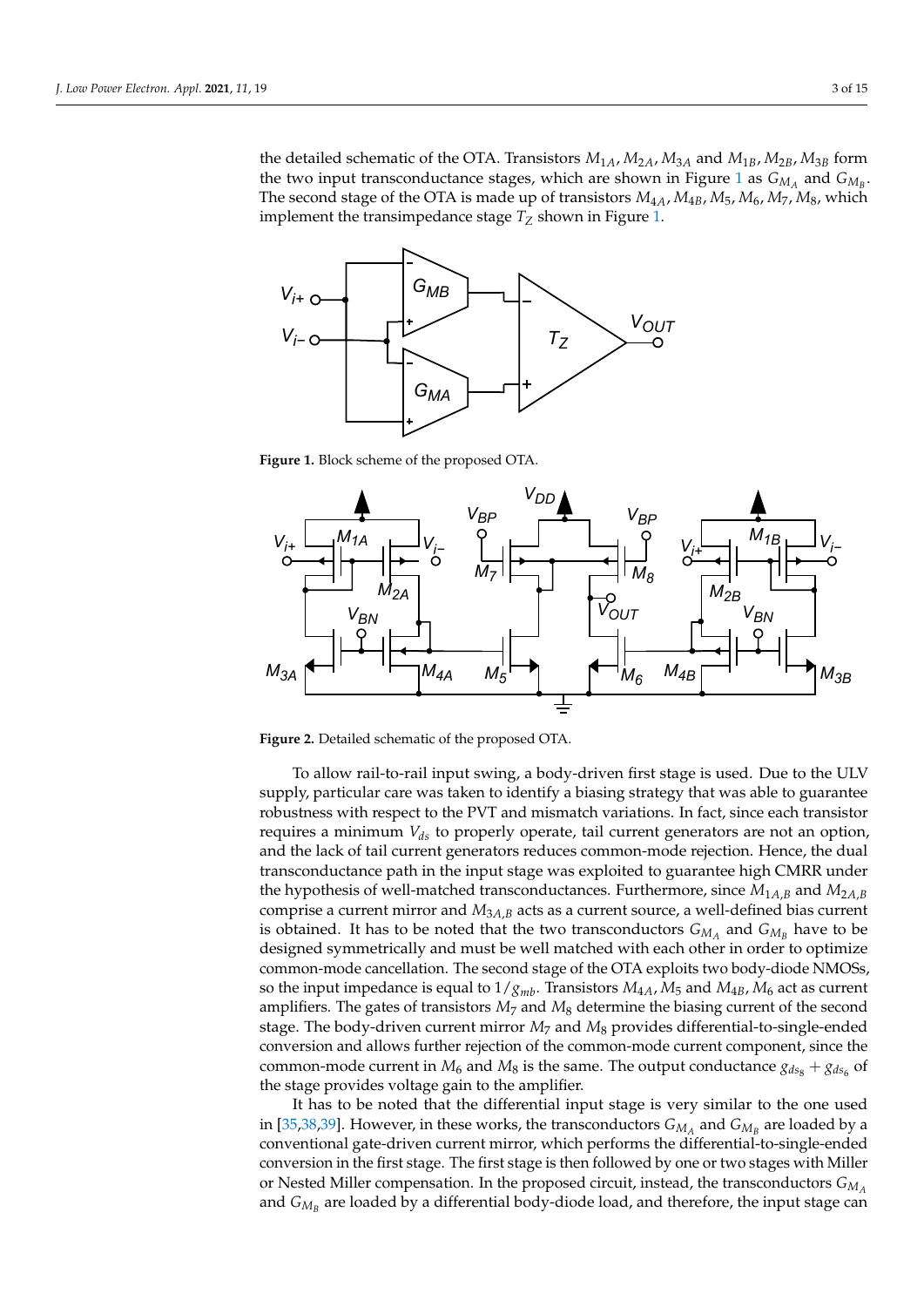the detailed schematic of the OTA. Transistors $M_{1A}$, $M_{2A}$, $M_{3A}$ and $M_{1B}$, $M_{2B}$, $M_{3B}$ form the two input transconductance stages, which are shown in Figure 1 as $G_{M_A}$ and $G_{M_B}$. The second stage of the OTA is made up of transistors $M_{4A}$, $M_{4B}$, $M_5$, $M_6$, $M_7$, $M_8$, which implement the transimpedance stage $T_Z$ shown in Figure 1.

**Figure 1.** Block scheme of the proposed OTA.

**Figure 2.** Detailed schematic of the proposed OTA.

To allow rail-to-rail input swing, a body-driven first stage is used. Due to the ULV supply, particular care was taken to identify a biasing strategy that was able to guarantee robustness with respect to the PVT and mismatch variations. In fact, since each transistor requires a minimum $V_{ds}$ to properly operate, tail current generators are not an option, and the lack of tail current generators reduces common-mode rejection. Hence, the dual transconductance path in the input stage was exploited to guarantee high CMRR under the hypothesis of well-matched transconductances. Furthermore, since $M_{1A,B}$ and $M_{2A,B}$ comprise a current mirror and $M_{3A,B}$ acts as a current source, a well-defined bias current is obtained. It has to be noted that the two transconductors $G_{M_A}$ and $G_{M_B}$ have to be designed symmetrically and must be well matched with each other in order to optimize common-mode cancellation. The second stage of the OTA exploits two body-diode NMOSs, so the input impedance is equal to $1/g_{mb}$. Transistors $M_{4A}$, $M_5$ and $M_{4B}$, $M_6$ act as current amplifiers. The gates of transistors $M_7$ and $M_8$ determine the biasing current of the second stage. The body-driven current mirror $M_7$ and $M_8$ provides differential-to-single-ended conversion and allows further rejection of the common-mode current component, since the common-mode current in $M_6$ and $M_8$ is the same. The output conductance $g_{ds_8} + g_{ds_6}$ of the stage provides voltage gain to the amplifier.

It has to be noted that the differential input stage is very similar to the one used in [35,38,39]. However, in these works, the transconductors $G_{M_A}$ and $G_{M_B}$ are loaded by a conventional gate-driven current mirror, which performs the differential-to-single-ended conversion in the first stage. The first stage is then followed by one or two stages with Miller or Nested Miller compensation. In the proposed circuit, instead, the transconductors $G_{M_A}$ and $G_{M_B}$ are loaded by a differential body-diode load, and therefore, the input stage can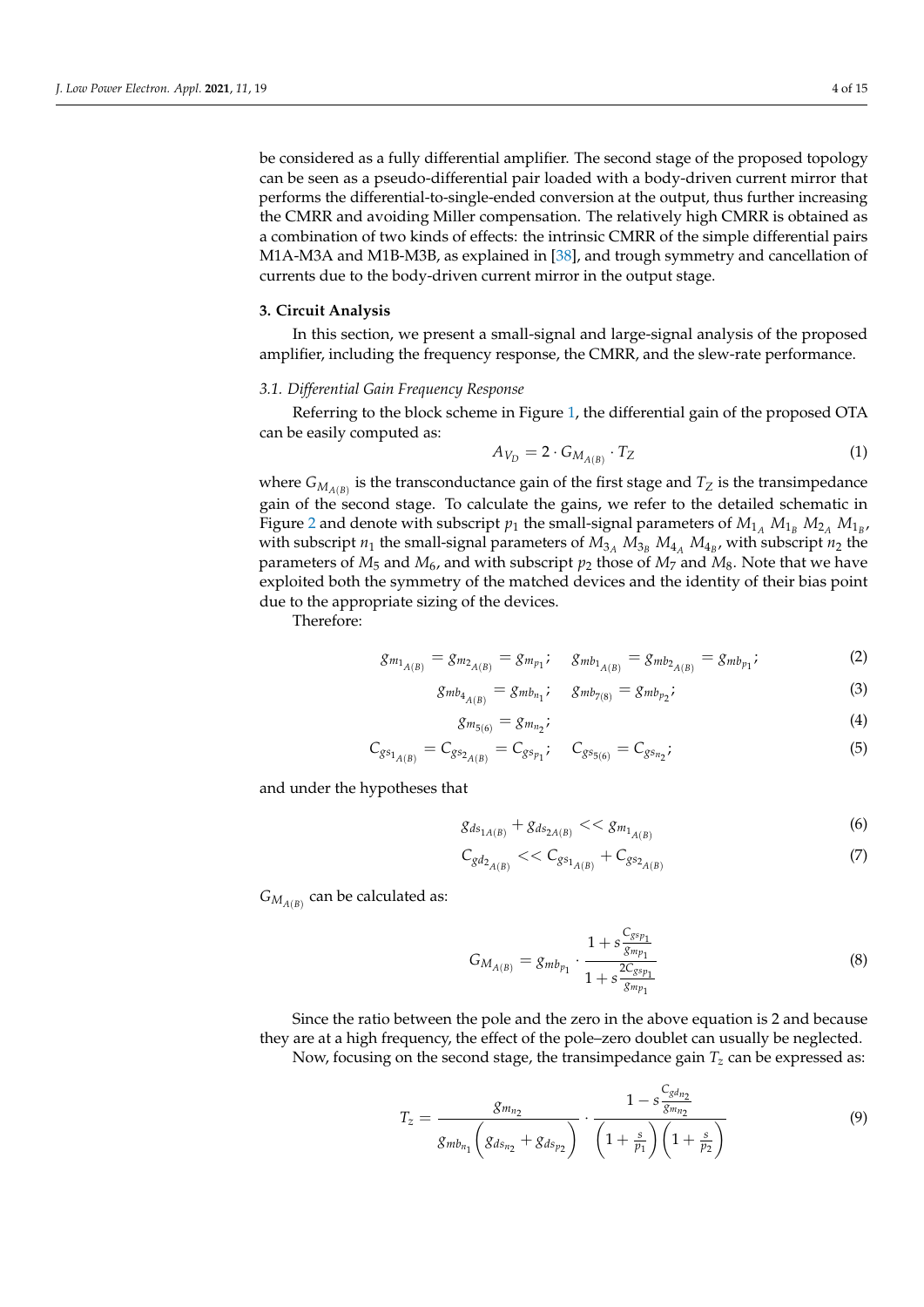be considered as a fully differential amplifier. The second stage of the proposed topology can be seen as a pseudo-differential pair loaded with a body-driven current mirror that performs the differential-to-single-ended conversion at the output, thus further increasing the CMRR and avoiding Miller compensation. The relatively high CMRR is obtained as a combination of two kinds of effects: the intrinsic CMRR of the simple differential pairs M1A-M3A and M1B-M3B, as explained in [38], and trough symmetry and cancellation of currents due to the body-driven current mirror in the output stage.

## 3. Circuit Analysis

In this section, we present a small-signal and large-signal analysis of the proposed amplifier, including the frequency response, the CMRR, and the slew-rate performance.

### 3.1. Differential Gain Frequency Response

Referring to the block scheme in Figure 1, the differential gain of the proposed OTA can be easily computed as:

$$A_{V_D} = 2 \cdot G_{M_{A(B)}} \cdot T_Z \tag{1}$$

where $G_{M_{A(B)}}$ is the transconductance gain of the first stage and $T_Z$ is the transimpedance gain of the second stage. To calculate the gains, we refer to the detailed schematic in Figure 2 and denote with subscript $p_1$ the small-signal parameters of $M_{1_A}$ $M_{1_B}$ $M_{2_A}$ $M_{1_B}$, with subscript $n_1$ the small-signal parameters of $M_{3_A}$ $M_{3_B}$ $M_{4_A}$ $M_{4_B}$, with subscript $n_2$ the parameters of $M_5$ and $M_6$, and with subscript $p_2$ those of $M_7$ and $M_8$. Note that we have exploited both the symmetry of the matched devices and the identity of their bias point due to the appropriate sizing of the devices.

Therefore:

$$g_{m_{1_{A(B)}}} = g_{m_{2_{A(B)}}} = g_{m_{p_1}}; \quad g_{mb_{1_{A(B)}}} = g_{mb_{2_{A(B)}}} = g_{mb_{p_1}}; \tag{2}$$

$$g_{mb_{4_{A(B)}}} = g_{mb_{n_1}}; \quad g_{mb_{7(8)}} = g_{mb_{p_2}}; \tag{3}$$

$$g_{m_{5(6)}} = g_{m_{n_2}}; \tag{4}$$

$$C_{gs_{1_{A(B)}}} = C_{gs_{2_{A(B)}}} = C_{gs_{p_1}}; \quad C_{gs_{5(6)}} = C_{gs_{n_2}}; \tag{5}$$

and under the hypotheses that

$$g_{ds_{1A(B)}} + g_{ds_{2A(B)}} << g_{m_{1_{A(B)}}} \tag{6}$$

$$C_{gd_{2_{A(B)}}} << C_{gs_{1_{A(B)}}} + C_{gs_{2_{A(B)}}} \tag{7}$$

$G_{M_{A(B)}}$ can be calculated as:

$$G_{M_{A(B)}} = g_{mb_{p_1}} \cdot \frac{1 + s\frac{C_{gs_{p_1}}}{g_{m_{p_1}}}}{1 + s\frac{2C_{gs_{p_1}}}{g_{m_{p_1}}}} \tag{8}$$

Since the ratio between the pole and the zero in the above equation is 2 and because they are at a high frequency, the effect of the pole–zero doublet can usually be neglected.

Now, focusing on the second stage, the transimpedance gain $T_z$ can be expressed as:

$$T_z = \frac{g_{m_{n_2}}}{g_{mb_{n_1}}\left(g_{ds_{n_2}} + g_{ds_{p_2}}\right)} \cdot \frac{1 - s\frac{C_{gd_{n_2}}}{g_{m_{n_2}}}}{\left(1 + \frac{s}{p_1}\right)\left(1 + \frac{s}{p_2}\right)} \tag{9}$$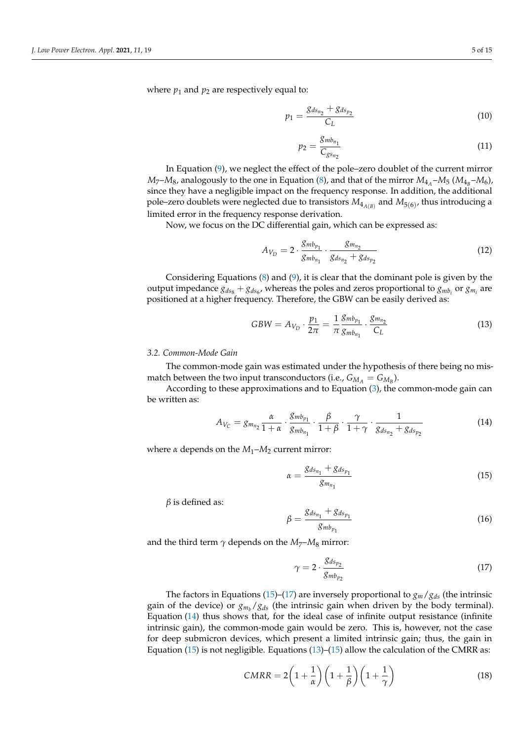where $p_1$ and $p_2$ are respectively equal to:

$$p_1 = \frac{g_{ds_{n_2}} + g_{ds_{p_2}}}{C_L} \tag{10}$$

$$p_2 = \frac{g_{mb_{n_1}}}{C_{gs_{n_2}}} \tag{11}$$

In Equation (9), we neglect the effect of the pole–zero doublet of the current mirror $M_7$–$M_8$, analogously to the one in Equation (8), and that of the mirror $M_{4_A}$–$M_5$ ($M_{4_B}$–$M_6$), since they have a negligible impact on the frequency response. In addition, the additional pole–zero doublets were neglected due to transistors $M_{4_{A(B)}}$ and $M_{5(6)}$, thus introducing a limited error in the frequency response derivation.

Now, we focus on the DC differential gain, which can be expressed as:

$$A_{V_D} = 2 \cdot \frac{g_{mb_{p_1}}}{g_{mb_{n_1}}} \cdot \frac{g_{m_{n_2}}}{g_{ds_{n_2}} + g_{ds_{p_2}}} \tag{12}$$

Considering Equations (8) and (9), it is clear that the dominant pole is given by the output impedance $g_{ds_8} + g_{ds_6}$, whereas the poles and zeros proportional to $g_{mb_i}$ or $g_{m_i}$ are positioned at a higher frequency. Therefore, the GBW can be easily derived as:

$$GBW = A_{V_D} \cdot \frac{p_1}{2\pi} = \frac{1}{\pi} \frac{g_{mb_{p_1}}}{g_{mb_{n_1}}} \cdot \frac{g_{m_{n_2}}}{C_L} \tag{13}$$

### 3.2. Common-Mode Gain

The common-mode gain was estimated under the hypothesis of there being no mismatch between the two input transconductors (i.e., $G_{M_A} = G_{M_B}$).

According to these approximations and to Equation (3), the common-mode gain can be written as:

$$A_{V_C} = g_{m_{n_2}} \frac{\alpha}{1+\alpha} \cdot \frac{g_{mb_{p_1}}}{g_{mb_{n_1}}} \cdot \frac{\beta}{1+\beta} \cdot \frac{\gamma}{1+\gamma} \cdot \frac{1}{g_{ds_{n_2}} + g_{ds_{p_2}}} \tag{14}$$

where $\alpha$ depends on the $M_1$–$M_2$ current mirror:

$$\alpha = \frac{g_{ds_{n_1}} + g_{ds_{p_1}}}{g_{m_{n_1}}} \tag{15}$$

$\beta$ is defined as:

$$\beta = \frac{g_{ds_{n_1}} + g_{ds_{p_1}}}{g_{mb_{p_1}}} \tag{16}$$

and the third term $\gamma$ depends on the $M_7$–$M_8$ mirror:

$$\gamma = 2 \cdot \frac{g_{ds_{p_2}}}{g_{mb_{p_2}}} \tag{17}$$

The factors in Equations (15)–(17) are inversely proportional to $g_m/g_{ds}$ (the intrinsic gain of the device) or $g_{m_b}/g_{ds}$ (the intrinsic gain when driven by the body terminal). Equation (14) thus shows that, for the ideal case of infinite output resistance (infinite intrinsic gain), the common-mode gain would be zero. This is, however, not the case for deep submicron devices, which present a limited intrinsic gain; thus, the gain in Equation (15) is not negligible. Equations (13)–(15) allow the calculation of the CMRR as:

$$CMRR = 2\left(1 + \frac{1}{\alpha}\right)\left(1 + \frac{1}{\beta}\right)\left(1 + \frac{1}{\gamma}\right) \tag{18}$$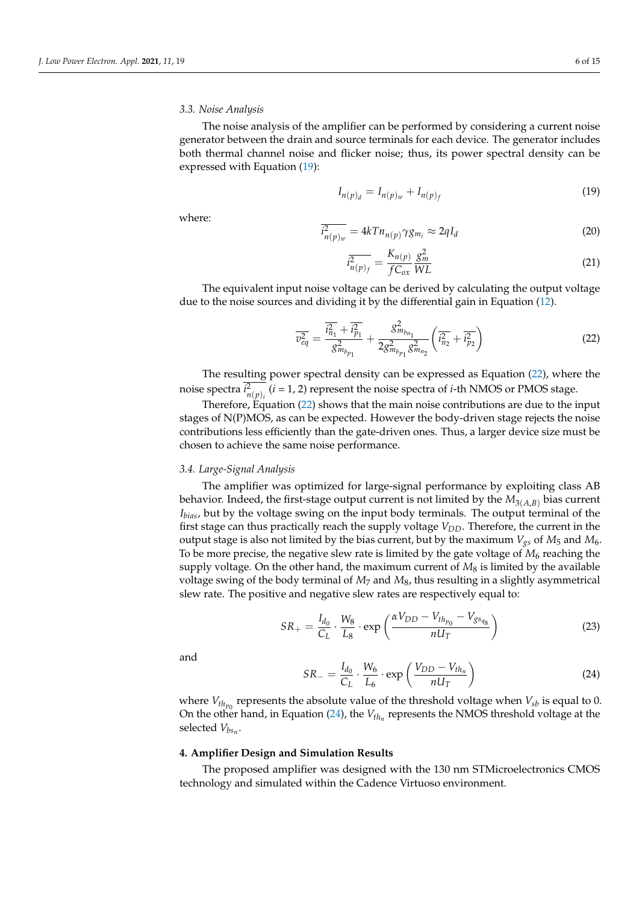### 3.3. Noise Analysis

The noise analysis of the amplifier can be performed by considering a current noise generator between the drain and source terminals for each device. The generator includes both thermal channel noise and flicker noise; thus, its power spectral density can be expressed with Equation (19):

$$I_{n(p)_d} = I_{n(p)_w} + I_{n(p)_f} \tag{19}$$

where:

$$\overline{i^2_{n(p)_w}} = 4kTn_{n(p)}\gamma g_{m_i} \approx 2qI_d \tag{20}$$

$$\overline{i^2_{n(p)_f}} = \frac{K_{n(p)}}{fC_{ox}}\frac{g_m^2}{WL} \tag{21}$$

The equivalent input noise voltage can be derived by calculating the output voltage due to the noise sources and dividing it by the differential gain in Equation (12).

$$\overline{v^2_{eq}} = \frac{\overline{i^2_{n_1}} + \overline{i^2_{p_1}}}{g^2_{m_{b_{p_1}}}} + \frac{g^2_{m_{bn_1}}}{2g^2_{m_{b_{p_1}}} g^2_{m_{n_2}}}\left(\overline{i^2_{n_2}} + \overline{i^2_{p_2}}\right) \tag{22}$$

The resulting power spectral density can be expressed as Equation (22), where the noise spectra $\overline{i^2_{n(p)_i}}$ ($i$ = 1, 2) represent the noise spectra of $i$-th NMOS or PMOS stage.

Therefore, Equation (22) shows that the main noise contributions are due to the input stages of N(P)MOS, as can be expected. However the body-driven stage rejects the noise contributions less efficiently than the gate-driven ones. Thus, a larger device size must be chosen to achieve the same noise performance.

### 3.4. Large-Signal Analysis

The amplifier was optimized for large-signal performance by exploiting class AB behavior. Indeed, the first-stage output current is not limited by the $M_{3(A,B)}$ bias current $I_{bias}$, but by the voltage swing on the input body terminals. The output terminal of the first stage can thus practically reach the supply voltage $V_{DD}$. Therefore, the current in the output stage is also not limited by the bias current, but by the maximum $V_{gs}$ of $M_5$ and $M_6$. To be more precise, the negative slew rate is limited by the gate voltage of $M_6$ reaching the supply voltage. On the other hand, the maximum current of $M_8$ is limited by the available voltage swing of the body terminal of $M_7$ and $M_8$, thus resulting in a slightly asymmetrical slew rate. The positive and negative slew rates are respectively equal to:

$$SR_+ = \frac{I_{d_0}}{C_L} \cdot \frac{W_8}{L_8} \cdot \exp\left(\frac{\alpha V_{DD} - V_{th_{p_0}} - V_{gs_{q_8}}}{nU_T}\right) \tag{23}$$

and

$$SR_- = \frac{I_{d_0}}{C_L} \cdot \frac{W_6}{L_6} \cdot \exp\left(\frac{V_{DD} - V_{th_n}}{nU_T}\right) \tag{24}$$

where $V_{th_{p_0}}$ represents the absolute value of the threshold voltage when $V_{sb}$ is equal to 0. On the other hand, in Equation (24), the $V_{th_n}$ represents the NMOS threshold voltage at the selected $V_{bs_n}$.

## 4. Amplifier Design and Simulation Results

The proposed amplifier was designed with the 130 nm STMicroelectronics CMOS technology and simulated within the Cadence Virtuoso environment.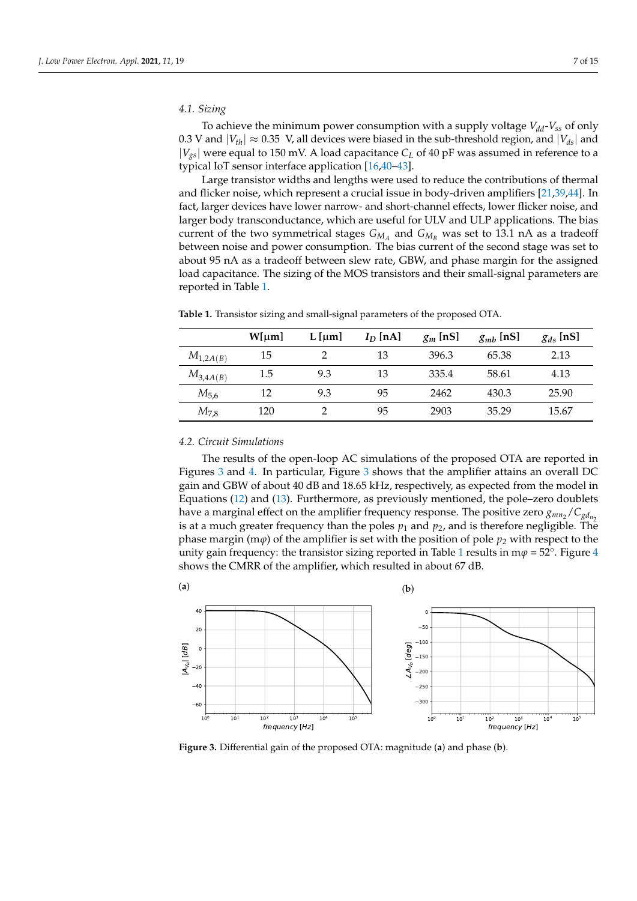### 4.1. Sizing

To achieve the minimum power consumption with a supply voltage $V_{dd}$-$V_{ss}$ of only 0.3 V and $|V_{th}| \approx 0.35$ V, all devices were biased in the sub-threshold region, and $|V_{ds}|$ and $|V_{gs}|$ were equal to 150 mV. A load capacitance $C_L$ of 40 pF was assumed in reference to a typical IoT sensor interface application [16,40–43].

Large transistor widths and lengths were used to reduce the contributions of thermal and flicker noise, which represent a crucial issue in body-driven amplifiers [21,39,44]. In fact, larger devices have lower narrow- and short-channel effects, lower flicker noise, and larger body transconductance, which are useful for ULV and ULP applications. The bias current of the two symmetrical stages $G_{M_A}$ and $G_{M_B}$ was set to 13.1 nA as a tradeoff between noise and power consumption. The bias current of the second stage was set to about 95 nA as a tradeoff between slew rate, GBW, and phase margin for the assigned load capacitance. The sizing of the MOS transistors and their small-signal parameters are reported in Table 1.

**Table 1.** Transistor sizing and small-signal parameters of the proposed OTA.

| | W[μm] | L [μm] | $I_D$ [nA] | $g_m$ [nS] | $g_{mb}$ [nS] | $g_{ds}$ [nS] |
|---|---|---|---|---|---|---|
| $M_{1,2A(B)}$ | 15 | 2 | 13 | 396.3 | 65.38 | 2.13 |
| $M_{3,4A(B)}$ | 1.5 | 9.3 | 13 | 335.4 | 58.61 | 4.13 |
| $M_{5,6}$ | 12 | 9.3 | 95 | 2462 | 430.3 | 25.90 |
| $M_{7,8}$ | 120 | 2 | 95 | 2903 | 35.29 | 15.67 |

### 4.2. Circuit Simulations

The results of the open-loop AC simulations of the proposed OTA are reported in Figures 3 and 4. In particular, Figure 3 shows that the amplifier attains an overall DC gain and GBW of about 40 dB and 18.65 kHz, respectively, as expected from the model in Equations (12) and (13). Furthermore, as previously mentioned, the pole–zero doublets have a marginal effect on the amplifier frequency response. The positive zero $g_{mn_2}/C_{gd_{n_2}}$ is at a much greater frequency than the poles $p_1$ and $p_2$, and is therefore negligible. The phase margin (m$\varphi$) of the amplifier is set with the position of pole $p_2$ with respect to the unity gain frequency: the transistor sizing reported in Table 1 results in m$\varphi$ = 52°. Figure 4 shows the CMRR of the amplifier, which resulted in about 67 dB.

**Figure 3.** Differential gain of the proposed OTA: magnitude (**a**) and phase (**b**).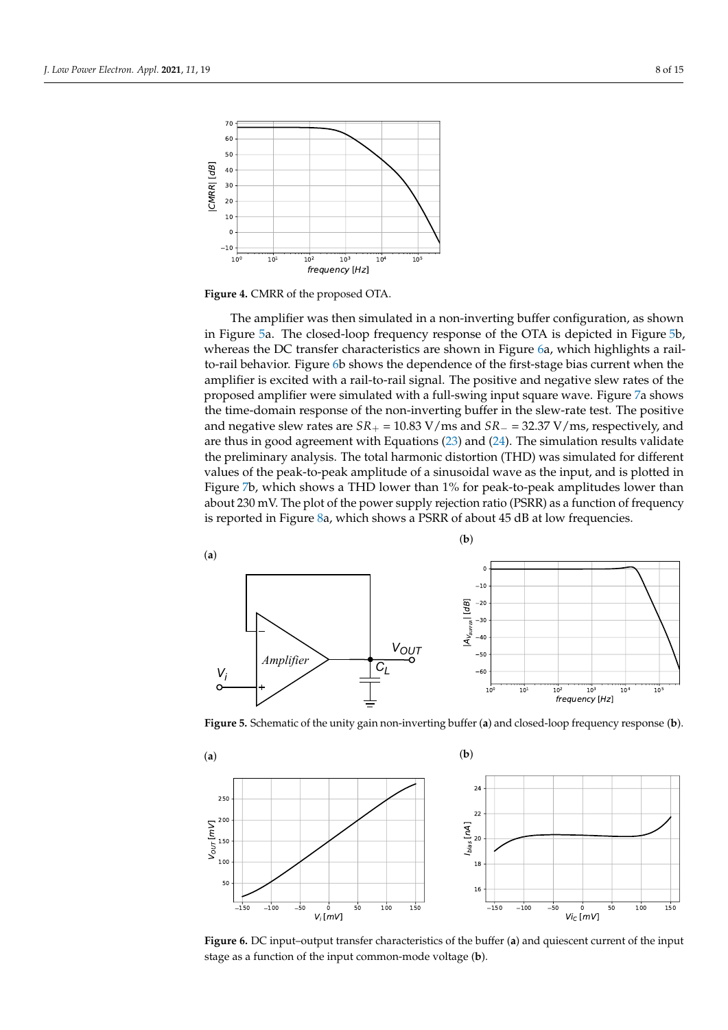**Figure 4.** CMRR of the proposed OTA.

The amplifier was then simulated in a non-inverting buffer configuration, as shown in Figure 5a. The closed-loop frequency response of the OTA is depicted in Figure 5b, whereas the DC transfer characteristics are shown in Figure 6a, which highlights a rail-to-rail behavior. Figure 6b shows the dependence of the first-stage bias current when the amplifier is excited with a rail-to-rail signal. The positive and negative slew rates of the proposed amplifier were simulated with a full-swing input square wave. Figure 7a shows the time-domain response of the non-inverting buffer in the slew-rate test. The positive and negative slew rates are $SR_+ = 10.83$ V/ms and $SR_- = 32.37$ V/ms, respectively, and are thus in good agreement with Equations (23) and (24). The simulation results validate the preliminary analysis. The total harmonic distortion (THD) was simulated for different values of the peak-to-peak amplitude of a sinusoidal wave as the input, and is plotted in Figure 7b, which shows a THD lower than 1% for peak-to-peak amplitudes lower than about 230 mV. The plot of the power supply rejection ratio (PSRR) as a function of frequency is reported in Figure 8a, which shows a PSRR of about 45 dB at low frequencies.

**Figure 5.** Schematic of the unity gain non-inverting buffer (**a**) and closed-loop frequency response (**b**).

**Figure 6.** DC input–output transfer characteristics of the buffer (**a**) and quiescent current of the input stage as a function of the input common-mode voltage (**b**).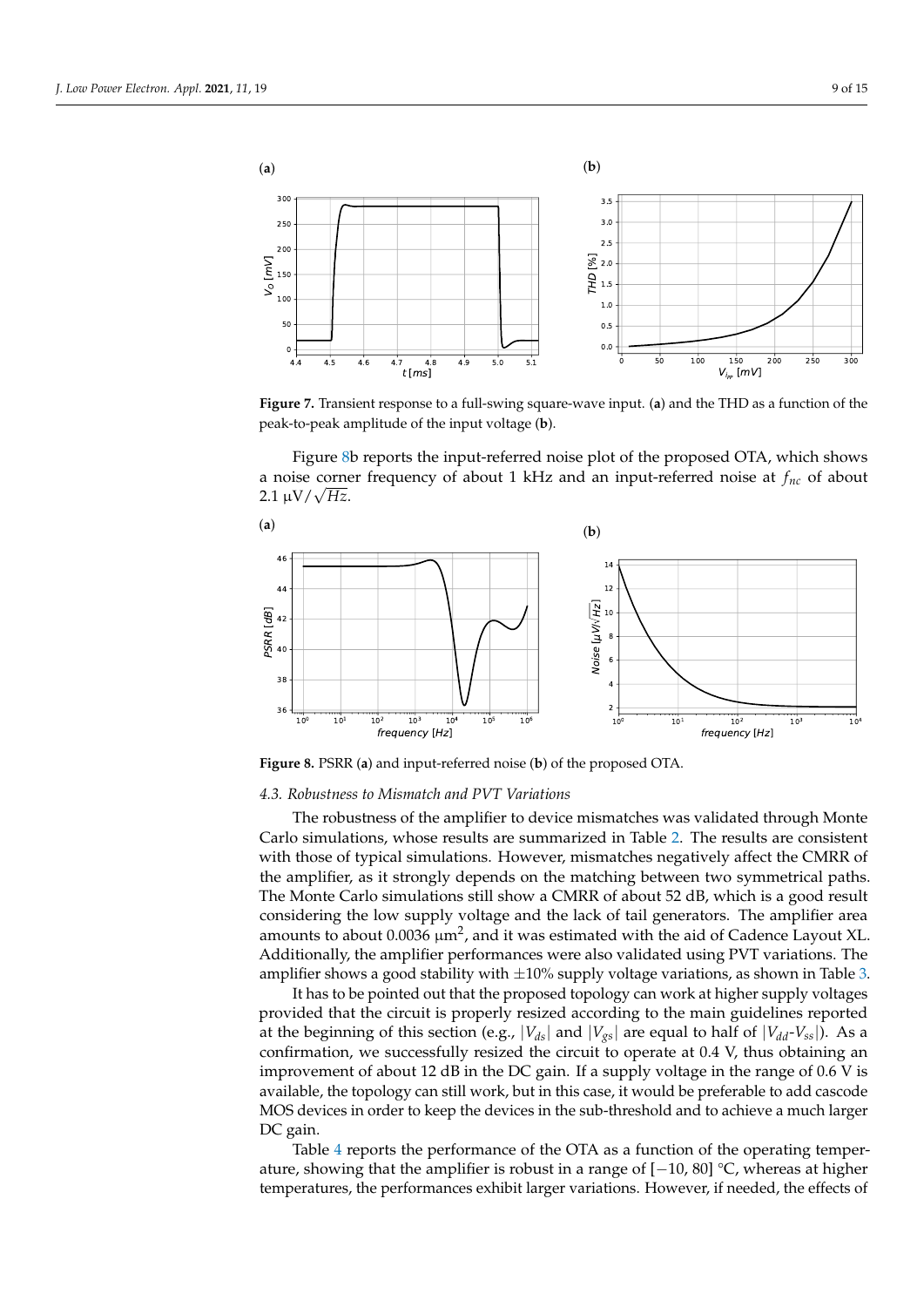**Figure 7.** Transient response to a full-swing square-wave input. (**a**) and the THD as a function of the peak-to-peak amplitude of the input voltage (**b**).

Figure 8b reports the input-referred noise plot of the proposed OTA, which shows a noise corner frequency of about 1 kHz and an input-referred noise at $f_{nc}$ of about 2.1 $\mu V/\sqrt{Hz}$.

**Figure 8.** PSRR (**a**) and input-referred noise (**b**) of the proposed OTA.

### *4.3. Robustness to Mismatch and PVT Variations*

The robustness of the amplifier to device mismatches was validated through Monte Carlo simulations, whose results are summarized in Table 2. The results are consistent with those of typical simulations. However, mismatches negatively affect the CMRR of the amplifier, as it strongly depends on the matching between two symmetrical paths. The Monte Carlo simulations still show a CMRR of about 52 dB, which is a good result considering the low supply voltage and the lack of tail generators. The amplifier area amounts to about 0.0036 $\mu m^2$, and it was estimated with the aid of Cadence Layout XL. Additionally, the amplifier performances were also validated using PVT variations. The amplifier shows a good stability with $\pm$10% supply voltage variations, as shown in Table 3.

It has to be pointed out that the proposed topology can work at higher supply voltages provided that the circuit is properly resized according to the main guidelines reported at the beginning of this section (e.g., $|V_{ds}|$ and $|V_{gs}|$ are equal to half of $|V_{dd}$-$V_{ss}|$). As a confirmation, we successfully resized the circuit to operate at 0.4 V, thus obtaining an improvement of about 12 dB in the DC gain. If a supply voltage in the range of 0.6 V is available, the topology can still work, but in this case, it would be preferable to add cascode MOS devices in order to keep the devices in the sub-threshold and to achieve a much larger DC gain.

Table 4 reports the performance of the OTA as a function of the operating temperature, showing that the amplifier is robust in a range of [$-$10, 80] °C, whereas at higher temperatures, the performances exhibit larger variations. However, if needed, the effects of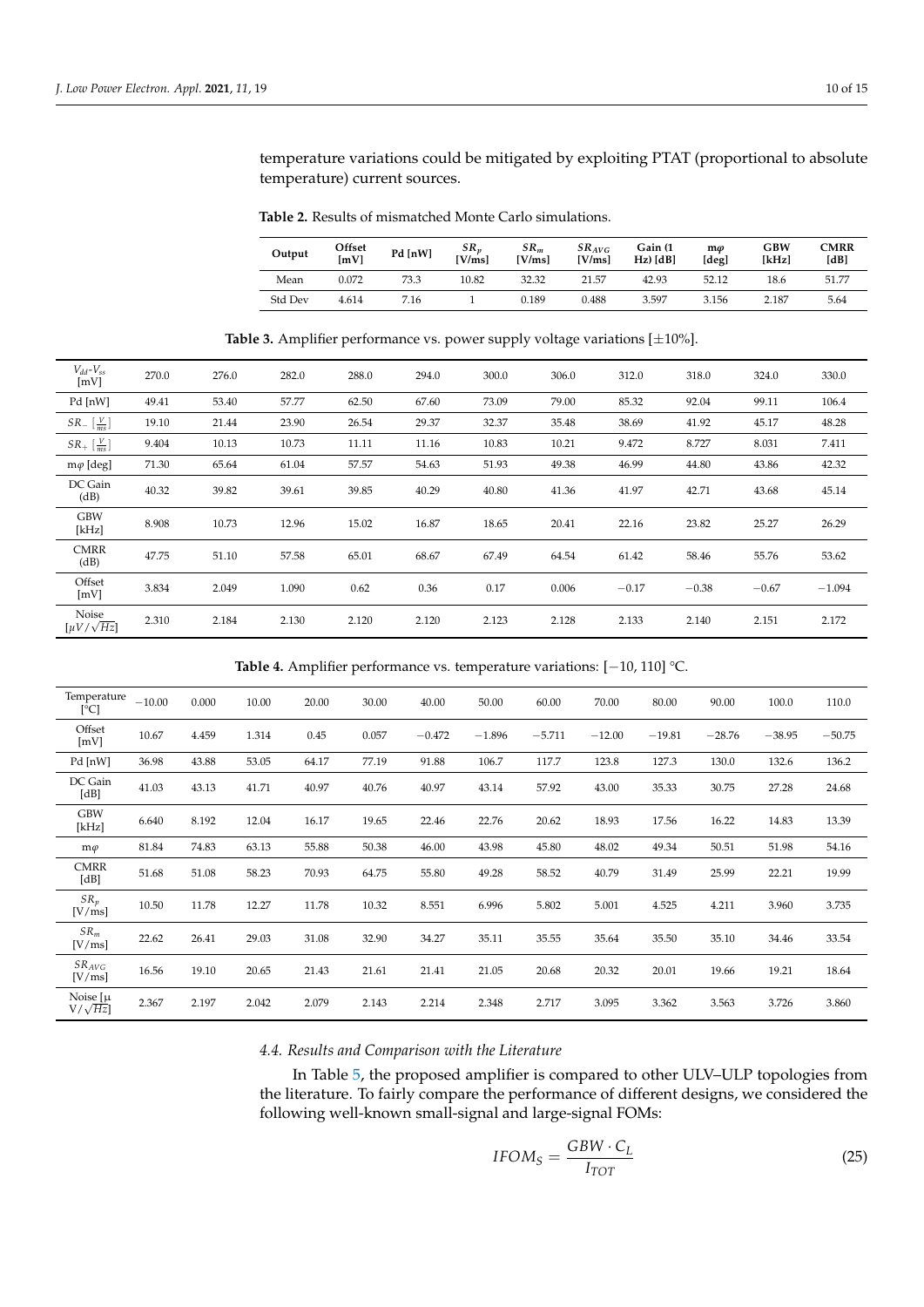temperature variations could be mitigated by exploiting PTAT (proportional to absolute temperature) current sources.

**Table 2.** Results of mismatched Monte Carlo simulations.

| Output | Offset [mV] | Pd [nW] | $SR_p$ [V/ms] | $SR_m$ [V/ms] | $SR_{AVG}$ [V/ms] | Gain (1 Hz) [dB] | m$\varphi$ [deg] | GBW [kHz] | CMRR [dB] |
|---|---|---|---|---|---|---|---|---|---|
| Mean | 0.072 | 73.3 | 10.82 | 32.32 | 21.57 | 42.93 | 52.12 | 18.6 | 51.77 |
| Std Dev | 4.614 | 7.16 | 1 | 0.189 | 0.488 | 3.597 | 3.156 | 2.187 | 5.64 |

**Table 3.** Amplifier performance vs. power supply voltage variations [±10%].

| $V_{dd}$-$V_{ss}$ [mV] | 270.0 | 276.0 | 282.0 | 288.0 | 294.0 | 300.0 | 306.0 | 312.0 | 318.0 | 324.0 | 330.0 |
|---|---|---|---|---|---|---|---|---|---|---|---|
| Pd [nW] | 49.41 | 53.40 | 57.77 | 62.50 | 67.60 | 73.09 | 79.00 | 85.32 | 92.04 | 99.11 | 106.4 |
| $SR_-$ $\left[\frac{V}{ms}\right]$ | 19.10 | 21.44 | 23.90 | 26.54 | 29.37 | 32.37 | 35.48 | 38.69 | 41.92 | 45.17 | 48.28 |
| $SR_+$ $\left[\frac{V}{ms}\right]$ | 9.404 | 10.13 | 10.73 | 11.11 | 11.16 | 10.83 | 10.21 | 9.472 | 8.727 | 8.031 | 7.411 |
| m$\varphi$ [deg] | 71.30 | 65.64 | 61.04 | 57.57 | 54.63 | 51.93 | 49.38 | 46.99 | 44.80 | 43.86 | 42.32 |
| DC Gain (dB) | 40.32 | 39.82 | 39.61 | 39.85 | 40.29 | 40.80 | 41.36 | 41.97 | 42.71 | 43.68 | 45.14 |
| GBW [kHz] | 8.908 | 10.73 | 12.96 | 15.02 | 16.87 | 18.65 | 20.41 | 22.16 | 23.82 | 25.27 | 26.29 |
| CMRR (dB) | 47.75 | 51.10 | 57.58 | 65.01 | 68.67 | 67.49 | 64.54 | 61.42 | 58.46 | 55.76 | 53.62 |
| Offset [mV] | 3.834 | 2.049 | 1.090 | 0.62 | 0.36 | 0.17 | 0.006 | −0.17 | −0.38 | −0.67 | −1.094 |
| Noise [$\mu V/\sqrt{Hz}$] | 2.310 | 2.184 | 2.130 | 2.120 | 2.120 | 2.123 | 2.128 | 2.133 | 2.140 | 2.151 | 2.172 |

**Table 4.** Amplifier performance vs. temperature variations: [−10, 110] °C.

| Temperature [°C] | −10.00 | 0.000 | 10.00 | 20.00 | 30.00 | 40.00 | 50.00 | 60.00 | 70.00 | 80.00 | 90.00 | 100.0 | 110.0 |
|---|---|---|---|---|---|---|---|---|---|---|---|---|---|
| Offset [mV] | 10.67 | 4.459 | 1.314 | 0.45 | 0.057 | −0.472 | −1.896 | −5.711 | −12.00 | −19.81 | −28.76 | −38.95 | −50.75 |
| Pd [nW] | 36.98 | 43.88 | 53.05 | 64.17 | 77.19 | 91.88 | 106.7 | 117.7 | 123.8 | 127.3 | 130.0 | 132.6 | 136.2 |
| DC Gain [dB] | 41.03 | 43.13 | 41.71 | 40.97 | 40.76 | 40.97 | 43.14 | 57.92 | 43.00 | 35.33 | 30.75 | 27.28 | 24.68 |
| GBW [kHz] | 6.640 | 8.192 | 12.04 | 16.17 | 19.65 | 22.46 | 22.76 | 20.62 | 18.93 | 17.56 | 16.22 | 14.83 | 13.39 |
| m$\varphi$ | 81.84 | 74.83 | 63.13 | 55.88 | 50.38 | 46.00 | 43.98 | 45.80 | 48.02 | 49.34 | 50.51 | 51.98 | 54.16 |
| CMRR [dB] | 51.68 | 51.08 | 58.23 | 70.93 | 64.75 | 55.80 | 49.28 | 58.52 | 40.79 | 31.49 | 25.99 | 22.21 | 19.99 |
| $SR_p$ [V/ms] | 10.50 | 11.78 | 12.27 | 11.78 | 10.32 | 8.551 | 6.996 | 5.802 | 5.001 | 4.525 | 4.211 | 3.960 | 3.735 |
| $SR_m$ [V/ms] | 22.62 | 26.41 | 29.03 | 31.08 | 32.90 | 34.27 | 35.11 | 35.55 | 35.64 | 35.50 | 35.10 | 34.46 | 33.54 |
| $SR_{AVG}$ [V/ms] | 16.56 | 19.10 | 20.65 | 21.43 | 21.61 | 21.41 | 21.05 | 20.68 | 20.32 | 20.01 | 19.66 | 19.21 | 18.64 |
| Noise [$\mu V/\sqrt{Hz}$] | 2.367 | 2.197 | 2.042 | 2.079 | 2.143 | 2.214 | 2.348 | 2.717 | 3.095 | 3.362 | 3.563 | 3.726 | 3.860 |

### 4.4. Results and Comparison with the Literature

In Table 5, the proposed amplifier is compared to other ULV–ULP topologies from the literature. To fairly compare the performance of different designs, we considered the following well-known small-signal and large-signal FOMs:

$$IFOM_S = \frac{GBW \cdot C_L}{I_{TOT}} \tag{25}$$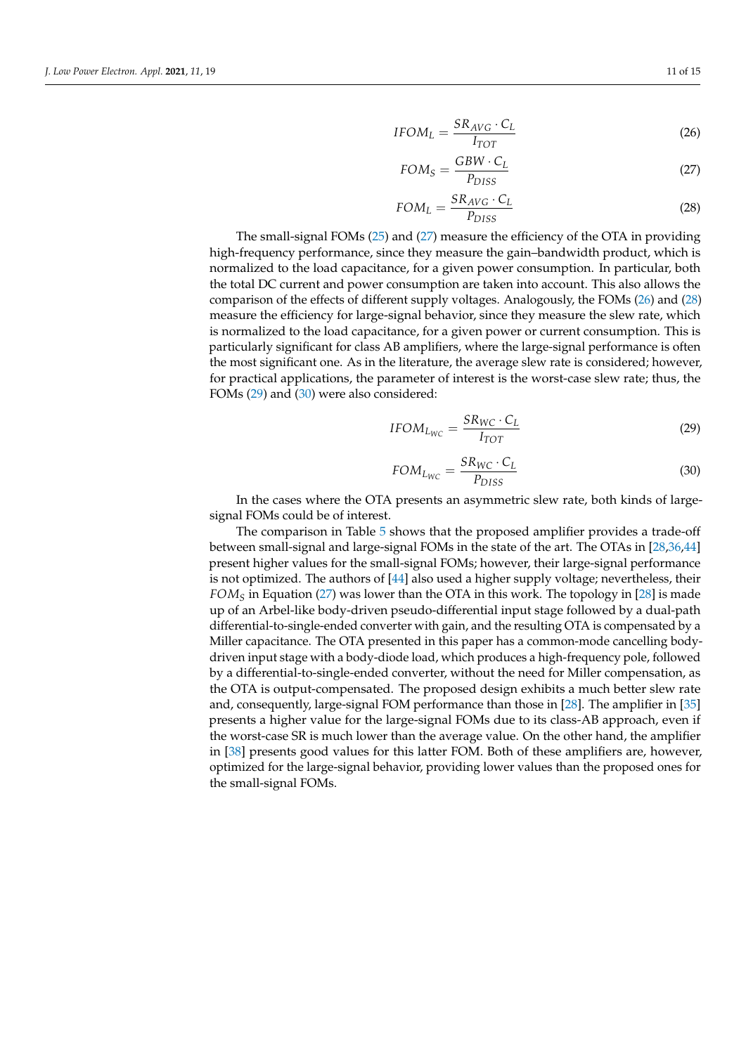$$IFOM_L = \frac{SR_{AVG} \cdot C_L}{I_{TOT}} \tag{26}$$

$$FOM_S = \frac{GBW \cdot C_L}{P_{DISS}} \tag{27}$$

$$FOM_L = \frac{SR_{AVG} \cdot C_L}{P_{DISS}} \tag{28}$$

The small-signal FOMs (25) and (27) measure the efficiency of the OTA in providing high-frequency performance, since they measure the gain–bandwidth product, which is normalized to the load capacitance, for a given power consumption. In particular, both the total DC current and power consumption are taken into account. This also allows the comparison of the effects of different supply voltages. Analogously, the FOMs (26) and (28) measure the efficiency for large-signal behavior, since they measure the slew rate, which is normalized to the load capacitance, for a given power or current consumption. This is particularly significant for class AB amplifiers, where the large-signal performance is often the most significant one. As in the literature, the average slew rate is considered; however, for practical applications, the parameter of interest is the worst-case slew rate; thus, the FOMs (29) and (30) were also considered:

$$IFOM_{L_{WC}} = \frac{SR_{WC} \cdot C_L}{I_{TOT}} \tag{29}$$

$$FOM_{L_{WC}} = \frac{SR_{WC} \cdot C_L}{P_{DISS}} \tag{30}$$

In the cases where the OTA presents an asymmetric slew rate, both kinds of large-signal FOMs could be of interest.

The comparison in Table 5 shows that the proposed amplifier provides a trade-off between small-signal and large-signal FOMs in the state of the art. The OTAs in [28,36,44] present higher values for the small-signal FOMs; however, their large-signal performance is not optimized. The authors of [44] also used a higher supply voltage; nevertheless, their $FOM_S$ in Equation (27) was lower than the OTA in this work. The topology in [28] is made up of an Arbel-like body-driven pseudo-differential input stage followed by a dual-path differential-to-single-ended converter with gain, and the resulting OTA is compensated by a Miller capacitance. The OTA presented in this paper has a common-mode cancelling body-driven input stage with a body-diode load, which produces a high-frequency pole, followed by a differential-to-single-ended converter, without the need for Miller compensation, as the OTA is output-compensated. The proposed design exhibits a much better slew rate and, consequently, large-signal FOM performance than those in [28]. The amplifier in [35] presents a higher value for the large-signal FOMs due to its class-AB approach, even if the worst-case SR is much lower than the average value. On the other hand, the amplifier in [38] presents good values for this latter FOM. Both of these amplifiers are, however, optimized for the large-signal behavior, providing lower values than the proposed ones for the small-signal FOMs.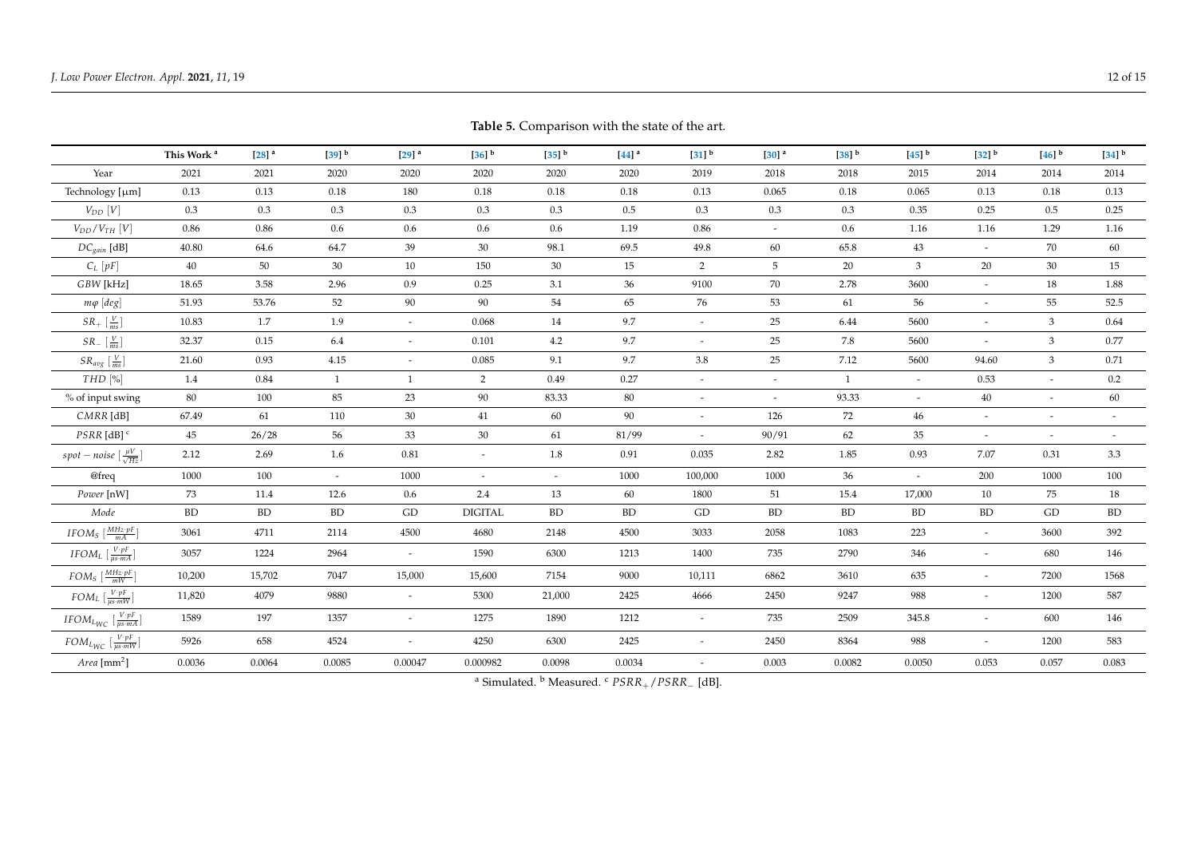**Table 5.** Comparison with the state of the art.

| | This Work [a] | [28] [a] | [39] [b] | [29] [a] | [36] [b] | [35] [b] | [44] [a] | [31] [b] | [30] [a] | [38] [b] | [45] [b] | [32] [b] | [46] [b] | [34] [b] |
|---|---|---|---|---|---|---|---|---|---|---|---|---|---|---|
| Year | 2021 | 2021 | 2020 | 2020 | 2020 | 2020 | 2020 | 2019 | 2018 | 2018 | 2015 | 2014 | 2014 | 2014 |
| Technology [μm] | 0.13 | 0.13 | 0.18 | 180 | 0.18 | 0.18 | 0.18 | 0.13 | 0.065 | 0.18 | 0.065 | 0.13 | 0.18 | 0.13 |
| $V_{DD}$ $[V]$ | 0.3 | 0.3 | 0.3 | 0.3 | 0.3 | 0.3 | 0.5 | 0.3 | 0.3 | 0.3 | 0.35 | 0.25 | 0.5 | 0.25 |
| $V_{DD}/V_{TH}$ $[V]$ | 0.86 | 0.86 | 0.6 | 0.6 | 0.6 | 0.6 | 1.19 | 0.86 | - | 0.6 | 1.16 | 1.16 | 1.29 | 1.16 |
| $DC_{gain}$ [dB] | 40.80 | 64.6 | 64.7 | 39 | 30 | 98.1 | 69.5 | 49.8 | 60 | 65.8 | 43 | - | 70 | 60 |
| $C_L$ $[pF]$ | 40 | 50 | 30 | 10 | 150 | 30 | 15 | 2 | 5 | 20 | 3 | 20 | 30 | 15 |
| $GBW$ [kHz] | 18.65 | 3.58 | 2.96 | 0.9 | 0.25 | 3.1 | 36 | 9100 | 70 | 2.78 | 3600 | - | 18 | 1.88 |
| $m\varphi$ $[deg]$ | 51.93 | 53.76 | 52 | 90 | 90 | 54 | 65 | 76 | 53 | 61 | 56 | - | 55 | 52.5 |
| $SR_+$ $[\frac{V}{ms}]$ | 10.83 | 1.7 | 1.9 | - | 0.068 | 14 | 9.7 | - | 25 | 6.44 | 5600 | - | 3 | 0.64 |
| $SR_-$ $[\frac{V}{ms}]$ | 32.37 | 0.15 | 6.4 | - | 0.101 | 4.2 | 9.7 | - | 25 | 7.8 | 5600 | - | 3 | 0.77 |
| $SR_{avg}$ $[\frac{V}{ms}]$ | 21.60 | 0.93 | 4.15 | - | 0.085 | 9.1 | 9.7 | 3.8 | 25 | 7.12 | 5600 | 94.60 | 3 | 0.71 |
| $THD$ $[\%]$ | 1.4 | 0.84 | 1 | 1 | 2 | 0.49 | 0.27 | - | - | 1 | - | 0.53 | - | 0.2 |
| % of input swing | 80 | 100 | 85 | 23 | 90 | 83.33 | 80 | - | - | 93.33 | - | 40 | - | 60 |
| $CMRR$ [dB] | 67.49 | 61 | 110 | 30 | 41 | 60 | 90 | - | 126 | 72 | 46 | - | - | - |
| $PSRR$ [dB] [c] | 45 | 26/28 | 56 | 33 | 30 | 61 | 81/99 | - | 90/91 | 62 | 35 | - | - | - |
| $spot-noise$ $[\frac{\mu V}{\sqrt{Hz}}]$ | 2.12 | 2.69 | 1.6 | 0.81 | - | 1.8 | 0.91 | 0.035 | 2.82 | 1.85 | 0.93 | 7.07 | 0.31 | 3.3 |
| @freq | 1000 | 100 | - | 1000 | - | - | 1000 | 100,000 | 1000 | 36 | - | 200 | 1000 | 100 |
| $Power$ [nW] | 73 | 11.4 | 12.6 | 0.6 | 2.4 | 13 | 60 | 1800 | 51 | 15.4 | 17,000 | 10 | 75 | 18 |
| $Mode$ | BD | BD | BD | GD | DIGITAL | BD | BD | GD | BD | BD | BD | BD | GD | BD |
| $IFOM_S$ $[\frac{MHz \cdot pF}{mA}]$ | 3061 | 4711 | 2114 | 4500 | 4680 | 2148 | 4500 | 3033 | 2058 | 1083 | 223 | - | 3600 | 392 |
| $IFOM_L$ $[\frac{V \cdot pF}{\mu s \cdot mA}]$ | 3057 | 1224 | 2964 | - | 1590 | 6300 | 1213 | 1400 | 735 | 2790 | 346 | - | 680 | 146 |
| $FOM_S$ $[\frac{MHz \cdot pF}{mW}]$ | 10,200 | 15,702 | 7047 | 15,000 | 15,600 | 7154 | 9000 | 10,111 | 6862 | 3610 | 635 | - | 7200 | 1568 |
| $FOM_L$ $[\frac{V \cdot pF}{\mu s \cdot mW}]$ | 11,820 | 4079 | 9880 | - | 5300 | 21,000 | 2425 | 4666 | 2450 | 9247 | 988 | - | 1200 | 587 |
| $IFOM_{L_{WC}}$ $[\frac{V \cdot pF}{\mu s \cdot mA}]$ | 1589 | 197 | 1357 | - | 1275 | 1890 | 1212 | - | 735 | 2509 | 345.8 | - | 600 | 146 |
| $FOM_{L_{WC}}$ $[\frac{V \cdot pF}{\mu s \cdot mW}]$ | 5926 | 658 | 4524 | - | 4250 | 6300 | 2425 | - | 2450 | 8364 | 988 | - | 1200 | 583 |
| $Area$ [mm$^2$] | 0.0036 | 0.0064 | 0.0085 | 0.00047 | 0.000982 | 0.0098 | 0.0034 | - | 0.003 | 0.0082 | 0.0050 | 0.053 | 0.057 | 0.083 |

[a] Simulated. [b] Measured. [c] $PSRR_+/PSRR_-$ [dB].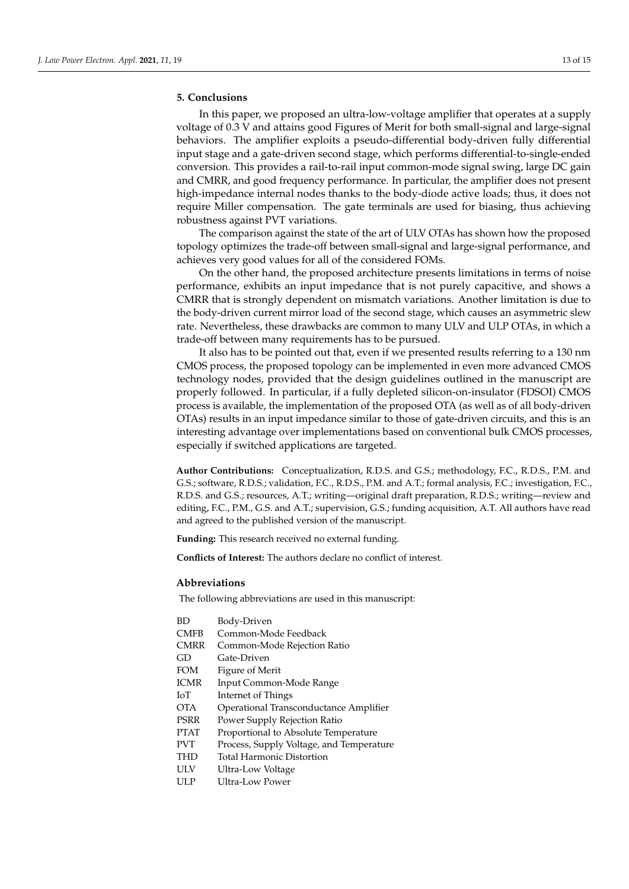## 5. Conclusions

In this paper, we proposed an ultra-low-voltage amplifier that operates at a supply voltage of 0.3 V and attains good Figures of Merit for both small-signal and large-signal behaviors. The amplifier exploits a pseudo-differential body-driven fully differential input stage and a gate-driven second stage, which performs differential-to-single-ended conversion. This provides a rail-to-rail input common-mode signal swing, large DC gain and CMRR, and good frequency performance. In particular, the amplifier does not present high-impedance internal nodes thanks to the body-diode active loads; thus, it does not require Miller compensation. The gate terminals are used for biasing, thus achieving robustness against PVT variations.

The comparison against the state of the art of ULV OTAs has shown how the proposed topology optimizes the trade-off between small-signal and large-signal performance, and achieves very good values for all of the considered FOMs.

On the other hand, the proposed architecture presents limitations in terms of noise performance, exhibits an input impedance that is not purely capacitive, and shows a CMRR that is strongly dependent on mismatch variations. Another limitation is due to the body-driven current mirror load of the second stage, which causes an asymmetric slew rate. Nevertheless, these drawbacks are common to many ULV and ULP OTAs, in which a trade-off between many requirements has to be pursued.

It also has to be pointed out that, even if we presented results referring to a 130 nm CMOS process, the proposed topology can be implemented in even more advanced CMOS technology nodes, provided that the design guidelines outlined in the manuscript are properly followed. In particular, if a fully depleted silicon-on-insulator (FDSOI) CMOS process is available, the implementation of the proposed OTA (as well as of all body-driven OTAs) results in an input impedance similar to those of gate-driven circuits, and this is an interesting advantage over implementations based on conventional bulk CMOS processes, especially if switched applications are targeted.

**Author Contributions:** Conceptualization, R.D.S. and G.S.; methodology, F.C., R.D.S., P.M. and G.S.; software, R.D.S.; validation, F.C., R.D.S., P.M. and A.T.; formal analysis, F.C.; investigation, F.C., R.D.S. and G.S.; resources, A.T.; writing—original draft preparation, R.D.S.; writing—review and editing, F.C., P.M., G.S. and A.T.; supervision, G.S.; funding acquisition, A.T. All authors have read and agreed to the published version of the manuscript.

**Funding:** This research received no external funding.

**Conflicts of Interest:** The authors declare no conflict of interest.

## Abbreviations

The following abbreviations are used in this manuscript:

| | |
|---|---|
| BD | Body-Driven |
| CMFB | Common-Mode Feedback |
| CMRR | Common-Mode Rejection Ratio |
| GD | Gate-Driven |
| FOM | Figure of Merit |
| ICMR | Input Common-Mode Range |
| IoT | Internet of Things |
| OTA | Operational Transconductance Amplifier |
| PSRR | Power Supply Rejection Ratio |
| PTAT | Proportional to Absolute Temperature |
| PVT | Process, Supply Voltage, and Temperature |
| THD | Total Harmonic Distortion |
| ULV | Ultra-Low Voltage |
| ULP | Ultra-Low Power |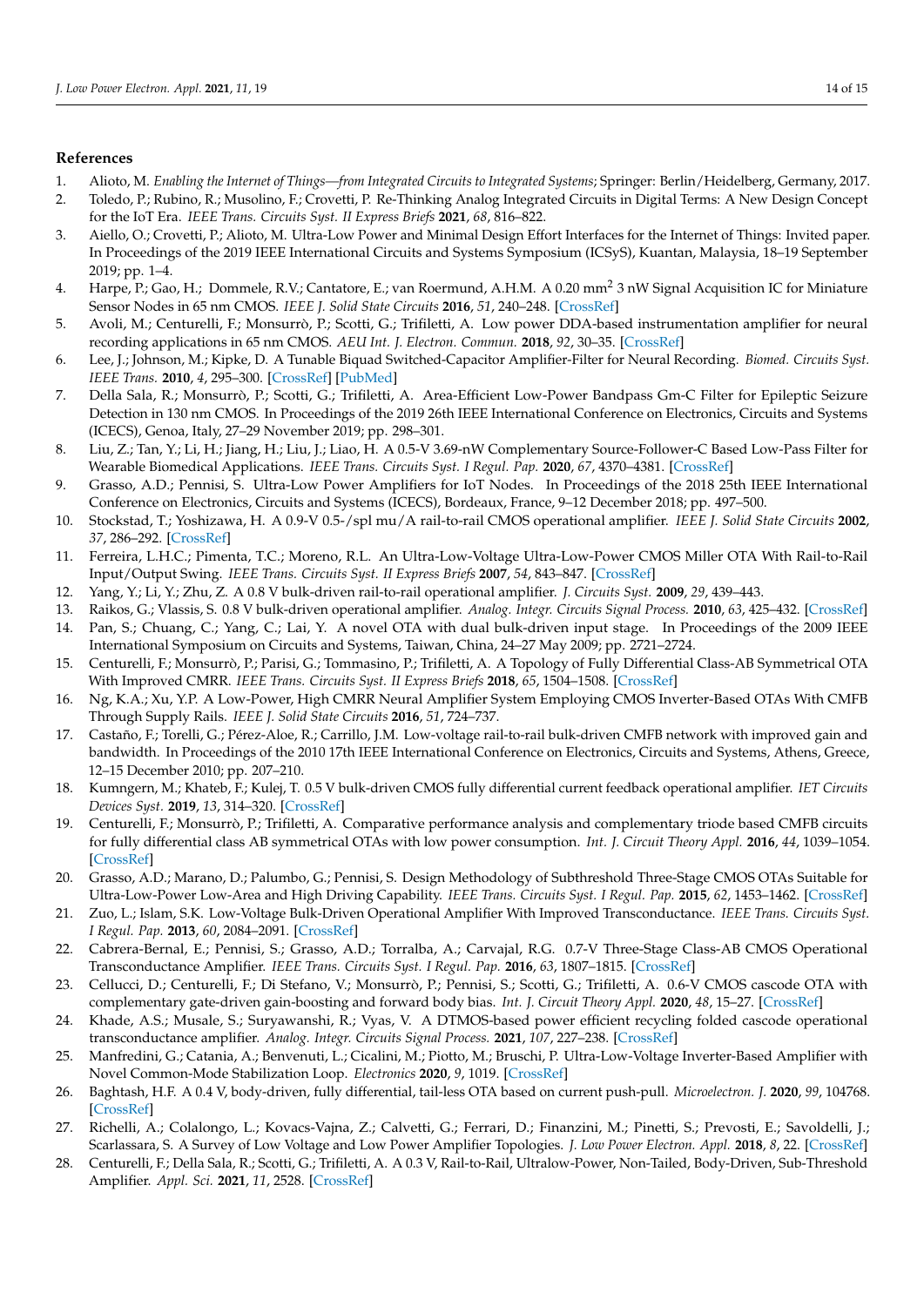## References

1. Alioto, M. *Enabling the Internet of Things—from Integrated Circuits to Integrated Systems*; Springer: Berlin/Heidelberg, Germany, 2017.
2. Toledo, P.; Rubino, R.; Musolino, F.; Crovetti, P. Re-Thinking Analog Integrated Circuits in Digital Terms: A New Design Concept for the IoT Era. *IEEE Trans. Circuits Syst. II Express Briefs* **2021**, *68*, 816–822.
3. Aiello, O.; Crovetti, P.; Alioto, M. Ultra-Low Power and Minimal Design Effort Interfaces for the Internet of Things: Invited paper. In Proceedings of the 2019 IEEE International Circuits and Systems Symposium (ICSyS), Kuantan, Malaysia, 18–19 September 2019; pp. 1–4.
4. Harpe, P.; Gao, H.; Dommele, R.V.; Cantatore, E.; van Roermund, A.H.M. A 0.20 mm$^2$ 3 nW Signal Acquisition IC for Miniature Sensor Nodes in 65 nm CMOS. *IEEE J. Solid State Circuits* **2016**, *51*, 240–248. [CrossRef]
5. Avoli, M.; Centurelli, F.; Monsurrò, P.; Scotti, G.; Trifiletti, A. Low power DDA-based instrumentation amplifier for neural recording applications in 65 nm CMOS. *AEU Int. J. Electron. Commun.* **2018**, *92*, 30–35. [CrossRef]
6. Lee, J.; Johnson, M.; Kipke, D. A Tunable Biquad Switched-Capacitor Amplifier-Filter for Neural Recording. *Biomed. Circuits Syst. IEEE Trans.* **2010**, *4*, 295–300. [CrossRef] [PubMed]
7. Della Sala, R.; Monsurrò, P.; Scotti, G.; Trifiletti, A. Area-Efficient Low-Power Bandpass Gm-C Filter for Epileptic Seizure Detection in 130 nm CMOS. In Proceedings of the 2019 26th IEEE International Conference on Electronics, Circuits and Systems (ICECS), Genoa, Italy, 27–29 November 2019; pp. 298–301.
8. Liu, Z.; Tan, Y.; Li, H.; Jiang, H.; Liu, J.; Liao, H. A 0.5-V 3.69-nW Complementary Source-Follower-C Based Low-Pass Filter for Wearable Biomedical Applications. *IEEE Trans. Circuits Syst. I Regul. Pap.* **2020**, *67*, 4370–4381. [CrossRef]
9. Grasso, A.D.; Pennisi, S. Ultra-Low Power Amplifiers for IoT Nodes. In Proceedings of the 2018 25th IEEE International Conference on Electronics, Circuits and Systems (ICECS), Bordeaux, France, 9–12 December 2018; pp. 497–500.
10. Stockstad, T.; Yoshizawa, H. A 0.9-V 0.5-/spl mu/A rail-to-rail CMOS operational amplifier. *IEEE J. Solid State Circuits* **2002**, *37*, 286–292. [CrossRef]
11. Ferreira, L.H.C.; Pimenta, T.C.; Moreno, R.L. An Ultra-Low-Voltage Ultra-Low-Power CMOS Miller OTA With Rail-to-Rail Input/Output Swing. *IEEE Trans. Circuits Syst. II Express Briefs* **2007**, *54*, 843–847. [CrossRef]
12. Yang, Y.; Li, Y.; Zhu, Z. A 0.8 V bulk-driven rail-to-rail operational amplifier. *J. Circuits Syst.* **2009**, *29*, 439–443.
13. Raikos, G.; Vlassis, S. 0.8 V bulk-driven operational amplifier. *Analog. Integr. Circuits Signal Process.* **2010**, *63*, 425–432. [CrossRef]
14. Pan, S.; Chuang, C.; Yang, C.; Lai, Y. A novel OTA with dual bulk-driven input stage. In Proceedings of the 2009 IEEE International Symposium on Circuits and Systems, Taiwan, China, 24–27 May 2009; pp. 2721–2724.
15. Centurelli, F.; Monsurrò, P.; Parisi, G.; Tommasino, P.; Trifiletti, A. A Topology of Fully Differential Class-AB Symmetrical OTA With Improved CMRR. *IEEE Trans. Circuits Syst. II Express Briefs* **2018**, *65*, 1504–1508. [CrossRef]
16. Ng, K.A.; Xu, Y.P. A Low-Power, High CMRR Neural Amplifier System Employing CMOS Inverter-Based OTAs With CMFB Through Supply Rails. *IEEE J. Solid State Circuits* **2016**, *51*, 724–737.
17. Castaño, F.; Torelli, G.; Pérez-Aloe, R.; Carrillo, J.M. Low-voltage rail-to-rail bulk-driven CMFB network with improved gain and bandwidth. In Proceedings of the 2010 17th IEEE International Conference on Electronics, Circuits and Systems, Athens, Greece, 12–15 December 2010; pp. 207–210.
18. Kumngern, M.; Khateb, F.; Kulej, T. 0.5 V bulk-driven CMOS fully differential current feedback operational amplifier. *IET Circuits Devices Syst.* **2019**, *13*, 314–320. [CrossRef]
19. Centurelli, F.; Monsurrò, P.; Trifiletti, A. Comparative performance analysis and complementary triode based CMFB circuits for fully differential class AB symmetrical OTAs with low power consumption. *Int. J. Circuit Theory Appl.* **2016**, *44*, 1039–1054. [CrossRef]
20. Grasso, A.D.; Marano, D.; Palumbo, G.; Pennisi, S. Design Methodology of Subthreshold Three-Stage CMOS OTAs Suitable for Ultra-Low-Power Low-Area and High Driving Capability. *IEEE Trans. Circuits Syst. I Regul. Pap.* **2015**, *62*, 1453–1462. [CrossRef]
21. Zuo, L.; Islam, S.K. Low-Voltage Bulk-Driven Operational Amplifier With Improved Transconductance. *IEEE Trans. Circuits Syst. I Regul. Pap.* **2013**, *60*, 2084–2091. [CrossRef]
22. Cabrera-Bernal, E.; Pennisi, S.; Grasso, A.D.; Torralba, A.; Carvajal, R.G. 0.7-V Three-Stage Class-AB CMOS Operational Transconductance Amplifier. *IEEE Trans. Circuits Syst. I Regul. Pap.* **2016**, *63*, 1807–1815. [CrossRef]
23. Cellucci, D.; Centurelli, F.; Di Stefano, V.; Monsurrò, P.; Pennisi, S.; Scotti, G.; Trifiletti, A. 0.6-V CMOS cascode OTA with complementary gate-driven gain-boosting and forward body bias. *Int. J. Circuit Theory Appl.* **2020**, *48*, 15–27. [CrossRef]
24. Khade, A.S.; Musale, S.; Suryawanshi, R.; Vyas, V. A DTMOS-based power efficient recycling folded cascode operational transconductance amplifier. *Analog. Integr. Circuits Signal Process.* **2021**, *107*, 227–238. [CrossRef]
25. Manfredini, G.; Catania, A.; Benvenuti, L.; Cicalini, M.; Piotto, M.; Bruschi, P. Ultra-Low-Voltage Inverter-Based Amplifier with Novel Common-Mode Stabilization Loop. *Electronics* **2020**, *9*, 1019. [CrossRef]
26. Baghtash, H.F. A 0.4 V, body-driven, fully differential, tail-less OTA based on current push-pull. *Microelectron. J.* **2020**, *99*, 104768. [CrossRef]
27. Richelli, A.; Colalongo, L.; Kovacs-Vajna, Z.; Calvetti, G.; Ferrari, D.; Finanzini, M.; Pinetti, S.; Prevosti, E.; Savoldelli, J.; Scarlassara, S. A Survey of Low Voltage and Low Power Amplifier Topologies. *J. Low Power Electron. Appl.* **2018**, *8*, 22. [CrossRef]
28. Centurelli, F.; Della Sala, R.; Scotti, G.; Trifiletti, A. A 0.3 V, Rail-to-Rail, Ultralow-Power, Non-Tailed, Body-Driven, Sub-Threshold Amplifier. *Appl. Sci.* **2021**, *11*, 2528. [CrossRef]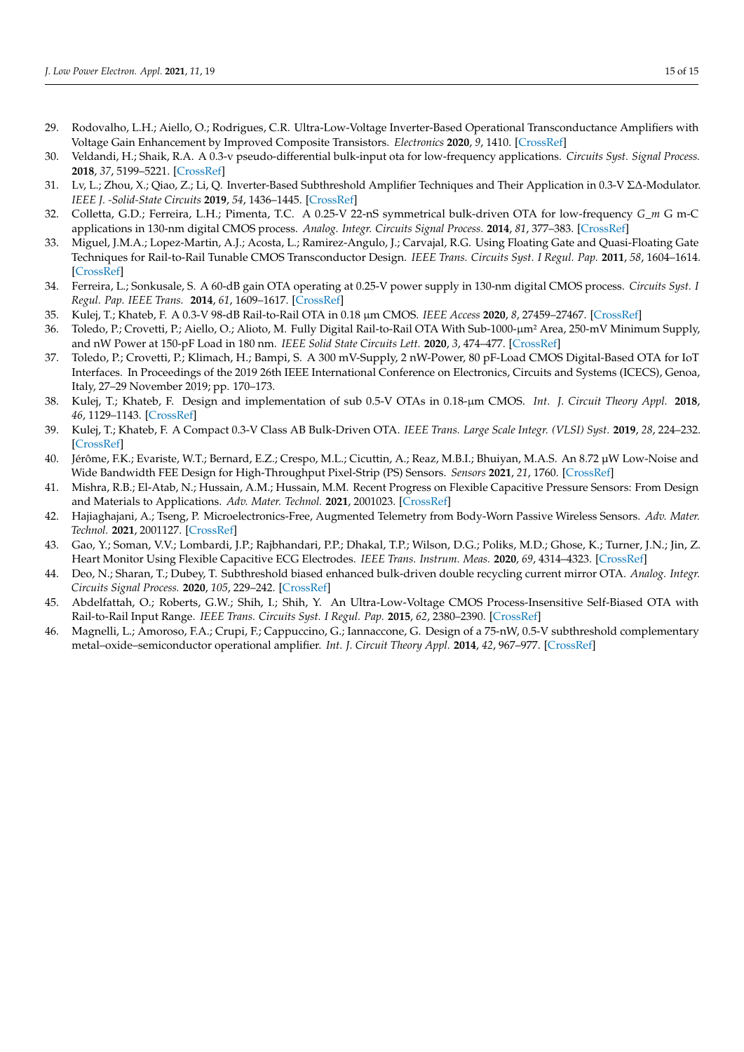29. Rodovalho, L.H.; Aiello, O.; Rodrigues, C.R. Ultra-Low-Voltage Inverter-Based Operational Transconductance Amplifiers with Voltage Gain Enhancement by Improved Composite Transistors. *Electronics* **2020**, *9*, 1410. [CrossRef]
30. Veldandi, H.; Shaik, R.A. A 0.3-v pseudo-differential bulk-input ota for low-frequency applications. *Circuits Syst. Signal Process.* **2018**, *37*, 5199–5221. [CrossRef]
31. Lv, L.; Zhou, X.; Qiao, Z.; Li, Q. Inverter-Based Subthreshold Amplifier Techniques and Their Application in 0.3-V ΣΔ-Modulator. *IEEE J. -Solid-State Circuits* **2019**, *54*, 1436–1445. [CrossRef]
32. Colletta, G.D.; Ferreira, L.H.; Pimenta, T.C. A 0.25-V 22-nS symmetrical bulk-driven OTA for low-frequency *G_m* G m-C applications in 130-nm digital CMOS process. *Analog. Integr. Circuits Signal Process.* **2014**, *81*, 377–383. [CrossRef]
33. Miguel, J.M.A.; Lopez-Martin, A.J.; Acosta, L.; Ramirez-Angulo, J.; Carvajal, R.G. Using Floating Gate and Quasi-Floating Gate Techniques for Rail-to-Rail Tunable CMOS Transconductor Design. *IEEE Trans. Circuits Syst. I Regul. Pap.* **2011**, *58*, 1604–1614. [CrossRef]
34. Ferreira, L.; Sonkusale, S. A 60-dB gain OTA operating at 0.25-V power supply in 130-nm digital CMOS process. *Circuits Syst. I Regul. Pap. IEEE Trans.* **2014**, *61*, 1609–1617. [CrossRef]
35. Kulej, T.; Khateb, F. A 0.3-V 98-dB Rail-to-Rail OTA in 0.18 µm CMOS. *IEEE Access* **2020**, *8*, 27459–27467. [CrossRef]
36. Toledo, P.; Crovetti, P.; Aiello, O.; Alioto, M. Fully Digital Rail-to-Rail OTA With Sub-1000-µm² Area, 250-mV Minimum Supply, and nW Power at 150-pF Load in 180 nm. *IEEE Solid State Circuits Lett.* **2020**, *3*, 474–477. [CrossRef]
37. Toledo, P.; Crovetti, P.; Klimach, H.; Bampi, S. A 300 mV-Supply, 2 nW-Power, 80 pF-Load CMOS Digital-Based OTA for IoT Interfaces. In Proceedings of the 2019 26th IEEE International Conference on Electronics, Circuits and Systems (ICECS), Genoa, Italy, 27–29 November 2019; pp. 170–173.
38. Kulej, T.; Khateb, F. Design and implementation of sub 0.5-V OTAs in 0.18-µm CMOS. *Int. J. Circuit Theory Appl.* **2018**, *46*, 1129–1143. [CrossRef]
39. Kulej, T.; Khateb, F. A Compact 0.3-V Class AB Bulk-Driven OTA. *IEEE Trans. Large Scale Integr. (VLSI) Syst.* **2019**, *28*, 224–232. [CrossRef]
40. Jérôme, F.K.; Evariste, W.T.; Bernard, E.Z.; Crespo, M.L.; Cicuttin, A.; Reaz, M.B.I.; Bhuiyan, M.A.S. An 8.72 µW Low-Noise and Wide Bandwidth FEE Design for High-Throughput Pixel-Strip (PS) Sensors. *Sensors* **2021**, *21*, 1760. [CrossRef]
41. Mishra, R.B.; El-Atab, N.; Hussain, A.M.; Hussain, M.M. Recent Progress on Flexible Capacitive Pressure Sensors: From Design and Materials to Applications. *Adv. Mater. Technol.* **2021**, 2001023. [CrossRef]
42. Hajiaghajani, A.; Tseng, P. Microelectronics-Free, Augmented Telemetry from Body-Worn Passive Wireless Sensors. *Adv. Mater. Technol.* **2021**, 2001127. [CrossRef]
43. Gao, Y.; Soman, V.V.; Lombardi, J.P.; Rajbhandari, P.P.; Dhakal, T.P.; Wilson, D.G.; Poliks, M.D.; Ghose, K.; Turner, J.N.; Jin, Z. Heart Monitor Using Flexible Capacitive ECG Electrodes. *IEEE Trans. Instrum. Meas.* **2020**, *69*, 4314–4323. [CrossRef]
44. Deo, N.; Sharan, T.; Dubey, T. Subthreshold biased enhanced bulk-driven double recycling current mirror OTA. *Analog. Integr. Circuits Signal Process.* **2020**, *105*, 229–242. [CrossRef]
45. Abdelfattah, O.; Roberts, G.W.; Shih, I.; Shih, Y. An Ultra-Low-Voltage CMOS Process-Insensitive Self-Biased OTA with Rail-to-Rail Input Range. *IEEE Trans. Circuits Syst. I Regul. Pap.* **2015**, *62*, 2380–2390. [CrossRef]
46. Magnelli, L.; Amoroso, F.A.; Crupi, F.; Cappuccino, G.; Iannaccone, G. Design of a 75-nW, 0.5-V subthreshold complementary metal–oxide–semiconductor operational amplifier. *Int. J. Circuit Theory Appl.* **2014**, *42*, 967–977. [CrossRef]